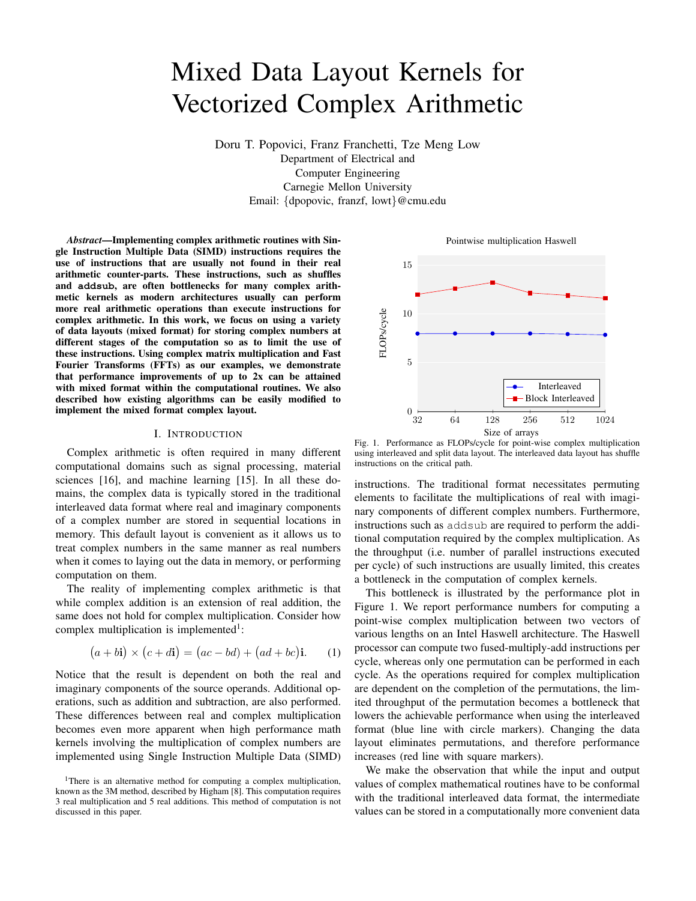# Mixed Data Layout Kernels for Vectorized Complex Arithmetic

Doru T. Popovici, Franz Franchetti, Tze Meng Low
Department of Electrical and
Computer Engineering
Carnegie Mellon University
Email: {dpopovic, franzf, lowt}@cmu.edu

***Abstract*—Implementing complex arithmetic routines with Single Instruction Multiple Data (SIMD) instructions requires the use of instructions that are usually not found in their real arithmetic counter-parts. These instructions, such as shuffles and `addsub`, are often bottlenecks for many complex arithmetic kernels as modern architectures usually can perform more real arithmetic operations than execute instructions for complex arithmetic. In this work, we focus on using a variety of data layouts (mixed format) for storing complex numbers at different stages of the computation so as to limit the use of these instructions. Using complex matrix multiplication and Fast Fourier Transforms (FFTs) as our examples, we demonstrate that performance improvements of up to 2x can be attained with mixed format within the computational routines. We also described how existing algorithms can be easily modified to implement the mixed format complex layout.**

## I. Introduction

Complex arithmetic is often required in many different computational domains such as signal processing, material sciences [16], and machine learning [15]. In all these domains, the complex data is typically stored in the traditional interleaved data format where real and imaginary components of a complex number are stored in sequential locations in memory. This default layout is convenient as it allows us to treat complex numbers in the same manner as real numbers when it comes to laying out the data in memory, or performing computation on them.

The reality of implementing complex arithmetic is that while complex addition is an extension of real addition, the same does not hold for complex multiplication. Consider how complex multiplication is implemented[1]:

$$(a + b\mathbf{i}) \times (c + d\mathbf{i}) = (ac - bd) + (ad + bc)\mathbf{i}. \quad (1)$$

Notice that the result is dependent on both the real and imaginary components of the source operands. Additional operations, such as addition and subtraction, are also performed. These differences between real and complex multiplication becomes even more apparent when high performance math kernels involving the multiplication of complex numbers are implemented using Single Instruction Multiple Data (SIMD) instructions. The traditional format necessitates permuting elements to facilitate the multiplications of real with imaginary components of different complex numbers. Furthermore, instructions such as `addsub` are required to perform the additional computation required by the complex multiplication. As the throughput (i.e. number of parallel instructions executed per cycle) of such instructions are usually limited, this creates a bottleneck in the computation of complex kernels.

[1]There is an alternative method for computing a complex multiplication, known as the 3M method, described by Higham [8]. This computation requires 3 real multiplication and 5 real additions. This method of computation is not discussed in this paper.

Pointwise multiplication Haswell

| Size of arrays | 32 | 64 | 128 | 256 | 512 | 1024 |
|---|---|---|---|---|---|---|
| Interleaved (FLOPs/cycle) | 8 | 8 | 8 | 8 | 7.9 | 7.8 |
| Block Interleaved (FLOPs/cycle) | 12 | 12.6 | 13.2 | 12.1 | 11.9 | 11.6 |

Fig. 1. Performance as FLOPs/cycle for point-wise complex multiplication using interleaved and split data layout. The interleaved data layout has shuffle instructions on the critical path.

This bottleneck is illustrated by the performance plot in Figure 1. We report performance numbers for computing a point-wise complex multiplication between two vectors of various lengths on an Intel Haswell architecture. The Haswell processor can compute two fused-multiply-add instructions per cycle, whereas only one permutation can be performed in each cycle. As the operations required for complex multiplication are dependent on the completion of the permutations, the limited throughput of the permutation becomes a bottleneck that lowers the achievable performance when using the interleaved format (blue line with circle markers). Changing the data layout eliminates permutations, and therefore performance increases (red line with square markers).

We make the observation that while the input and output values of complex mathematical routines have to be conformal with the traditional interleaved data format, the intermediate values can be stored in a computationally more convenient data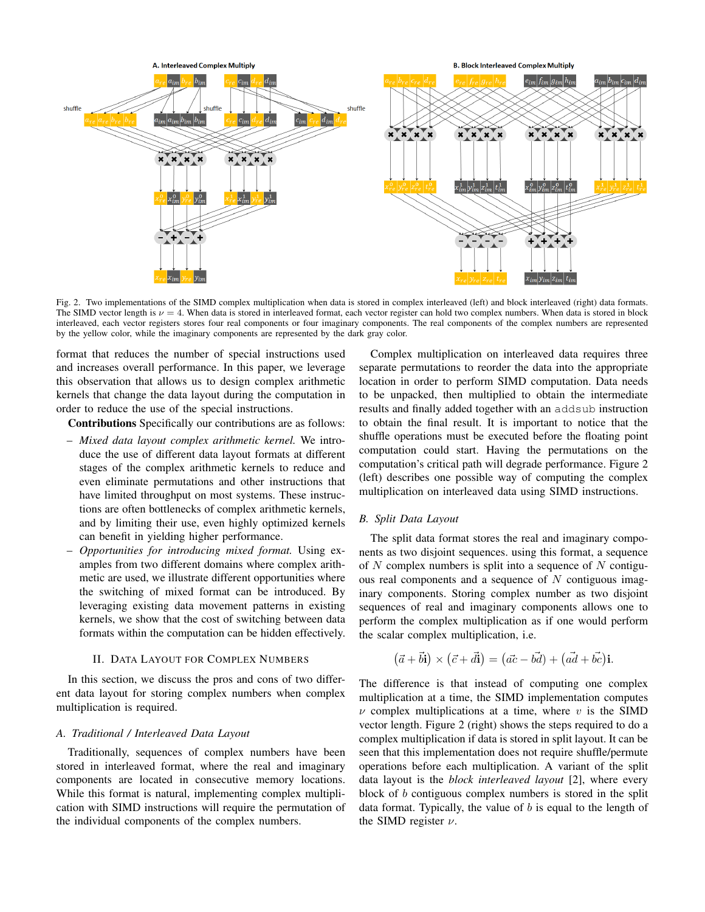A. Interleaved Complex Multiply

B. Block Interleaved Complex Multiply

Fig. 2. Two implementations of the SIMD complex multiplication when data is stored in complex interleaved (left) and block interleaved (right) data formats. The SIMD vector length is $\nu = 4$. When data is stored in interleaved format, each vector register can hold two complex numbers. When data is stored in block interleaved, each vector registers stores four real components or four imaginary components. The real components of the complex numbers are represented by the yellow color, while the imaginary components are represented by the dark gray color.

format that reduces the number of special instructions used and increases overall performance. In this paper, we leverage this observation that allows us to design complex arithmetic kernels that change the data layout during the computation in order to reduce the use of the special instructions.

**Contributions** Specifically our contributions are as follows:

- *Mixed data layout complex arithmetic kernel.* We introduce the use of different data layout formats at different stages of the complex arithmetic kernels to reduce and even eliminate permutations and other instructions that have limited throughput on most systems. These instructions are often bottlenecks of complex arithmetic kernels, and by limiting their use, even highly optimized kernels can benefit in yielding higher performance.
- *Opportunities for introducing mixed format.* Using examples from two different domains where complex arithmetic are used, we illustrate different opportunities where the switching of mixed format can be introduced. By leveraging existing data movement patterns in existing kernels, we show that the cost of switching between data formats within the computation can be hidden effectively.

## II. Data Layout for Complex Numbers

In this section, we discuss the pros and cons of two different data layout for storing complex numbers when complex multiplication is required.

### A. Traditional / Interleaved Data Layout

Traditionally, sequences of complex numbers have been stored in interleaved format, where the real and imaginary components are located in consecutive memory locations. While this format is natural, implementing complex multiplication with SIMD instructions will require the permutation of the individual components of the complex numbers.

Complex multiplication on interleaved data requires three separate permutations to reorder the data into the appropriate location in order to perform SIMD computation. Data needs to be unpacked, then multiplied to obtain the intermediate results and finally added together with an `addsub` instruction to obtain the final result. It is important to notice that the shuffle operations must be executed before the floating point computation could start. Having the permutations on the computation's critical path will degrade performance. Figure 2 (left) describes one possible way of computing the complex multiplication on interleaved data using SIMD instructions.

### B. Split Data Layout

The split data format stores the real and imaginary components as two disjoint sequences. using this format, a sequence of $N$ complex numbers is split into a sequence of $N$ contiguous real components and a sequence of $N$ contiguous imaginary components. Storing complex number as two disjoint sequences of real and imaginary components allows one to perform the complex multiplication as if one would perform the scalar complex multiplication, i.e.

$$(\vec{a} + \vec{b}\mathbf{i}) \times (\vec{c} + \vec{d}\mathbf{i}) = (\vec{a}\vec{c} - \vec{b}\vec{d}) + (\vec{a}\vec{d} + \vec{b}\vec{c})\mathbf{i}.$$

The difference is that instead of computing one complex multiplication at a time, the SIMD implementation computes $\nu$ complex multiplications at a time, where $v$ is the SIMD vector length. Figure 2 (right) shows the steps required to do a complex multiplication if data is stored in split layout. It can be seen that this implementation does not require shuffle/permute operations before each multiplication. A variant of the split data layout is the *block interleaved layout* [2], where every block of $b$ contiguous complex numbers is stored in the split data format. Typically, the value of $b$ is equal to the length of the SIMD register $\nu$.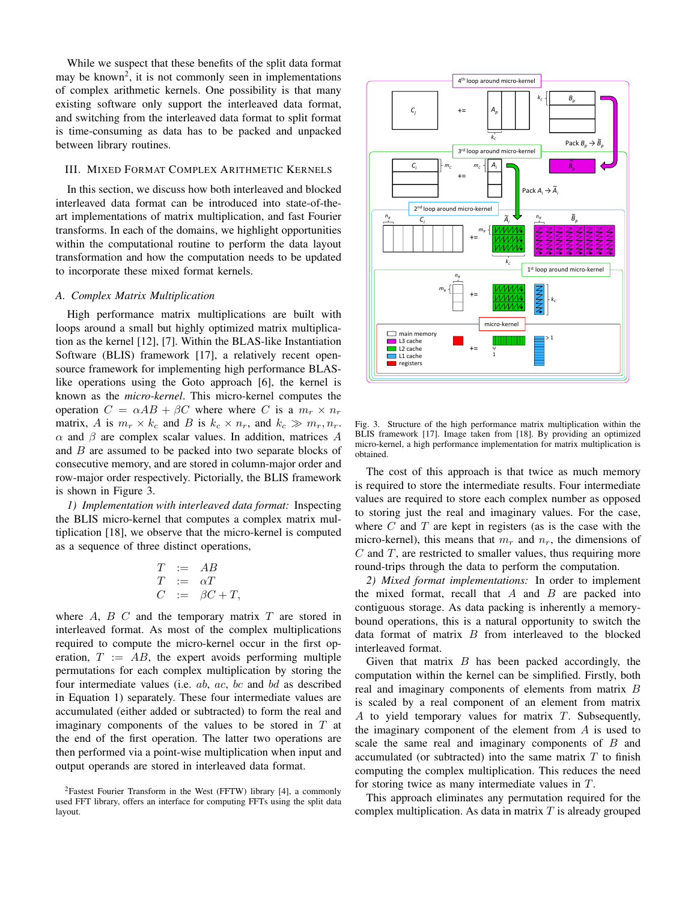While we suspect that these benefits of the split data format may be known[2], it is not commonly seen in implementations of complex arithmetic kernels. One possibility is that many existing software only support the interleaved data format, and switching from the interleaved data format to split format is time-consuming as data has to be packed and unpacked between library routines.

## III. Mixed Format Complex Arithmetic Kernels

In this section, we discuss how both interleaved and blocked interleaved data format can be introduced into state-of-the-art implementations of matrix multiplication, and fast Fourier transforms. In each of the domains, we highlight opportunities within the computational routine to perform the data layout transformation and how the computation needs to be updated to incorporate these mixed format kernels.

### A. Complex Matrix Multiplication

High performance matrix multiplications are built with loops around a small but highly optimized matrix multiplication as the kernel [12], [7]. Within the BLAS-like Instantiation Software (BLIS) framework [17], a relatively recent open-source framework for implementing high performance BLAS-like operations using the Goto approach [6], the kernel is known as the *micro-kernel*. This micro-kernel computes the operation $C = \alpha AB + \beta C$ where where $C$ is a $m_r \times n_r$ matrix, $A$ is $m_r \times k_c$ and $B$ is $k_c \times n_r$, and $k_c \gg m_r, n_r$. $\alpha$ and $\beta$ are complex scalar values. In addition, matrices $A$ and $B$ are assumed to be packed into two separate blocks of consecutive memory, and are stored in column-major order and row-major order respectively. Pictorially, the BLIS framework is shown in Figure 3.

4th loop around micro-kernel
$C_j$ += $A_p$ $B_p$ $k_c$
Pack $B_p \rightarrow \tilde{B}_p$
3rd loop around micro-kernel
$C_i$ $m_c$ += $A_i$ $\tilde{B}_p$
Pack $A_i \rightarrow \tilde{A}_i$
2nd loop around micro-kernel
$n_R$ $C_i$ $\tilde{A}_i$ $n_R$ $\tilde{B}_p$ $m_R$ += $k_c$
1st loop around micro-kernel
$n_R$ $m_R$ += $k_c$
micro-kernel
main memory
L3 cache
L2 cache
L1 cache
registers
+= 1 1

Fig. 3. Structure of the high performance matrix multiplication within the BLIS framework [17]. Image taken from [18]. By providing an optimized micro-kernel, a high performance implementation for matrix multiplication is obtained.

*1) Implementation with interleaved data format:* Inspecting the BLIS micro-kernel that computes a complex matrix multiplication [18], we observe that the micro-kernel is computed as a sequence of three distinct operations,

$$
\begin{aligned}
T &:= AB \\
T &:= \alpha T \\
C &:= \beta C + T,
\end{aligned}
$$

where $A$, $B$ $C$ and the temporary matrix $T$ are stored in interleaved format. As most of the complex multiplications required to compute the micro-kernel occur in the first operation, $T := AB$, the expert avoids performing multiple permutations for each complex multiplication by storing the four intermediate values (i.e. $ab$, $ac$, $bc$ and $bd$ as described in Equation 1) separately. These four intermediate values are accumulated (either added or subtracted) to form the real and imaginary components of the values to be stored in $T$ at the end of the first operation. The latter two operations are then performed via a point-wise multiplication when input and output operands are stored in interleaved data format.

The cost of this approach is that twice as much memory is required to store the intermediate results. Four intermediate values are required to store each complex number as opposed to storing just the real and imaginary values. For the case, where $C$ and $T$ are kept in registers (as is the case with the micro-kernel), this means that $m_r$ and $n_r$, the dimensions of $C$ and $T$, are restricted to smaller values, thus requiring more round-trips through the data to perform the computation.

*2) Mixed format implementations:* In order to implement the mixed format, recall that $A$ and $B$ are packed into contiguous storage. As data packing is inherently a memory-bound operations, this is a natural opportunity to switch the data format of matrix $B$ from interleaved to the blocked interleaved format.

Given that matrix $B$ has been packed accordingly, the computation within the kernel can be simplified. Firstly, both real and imaginary components of elements from matrix $B$ is scaled by a real component of an element from matrix $A$ to yield temporary values for matrix $T$. Subsequently, the imaginary component of the element from $A$ is used to scale the same real and imaginary components of $B$ and accumulated (or subtracted) into the same matrix $T$ to finish computing the complex multiplication. This reduces the need for storing twice as many intermediate values in $T$.

This approach eliminates any permutation required for the complex multiplication. As data in matrix $T$ is already grouped

[2] Fastest Fourier Transform in the West (FFTW) library [4], a commonly used FFT library, offers an interface for computing FFTs using the split data layout.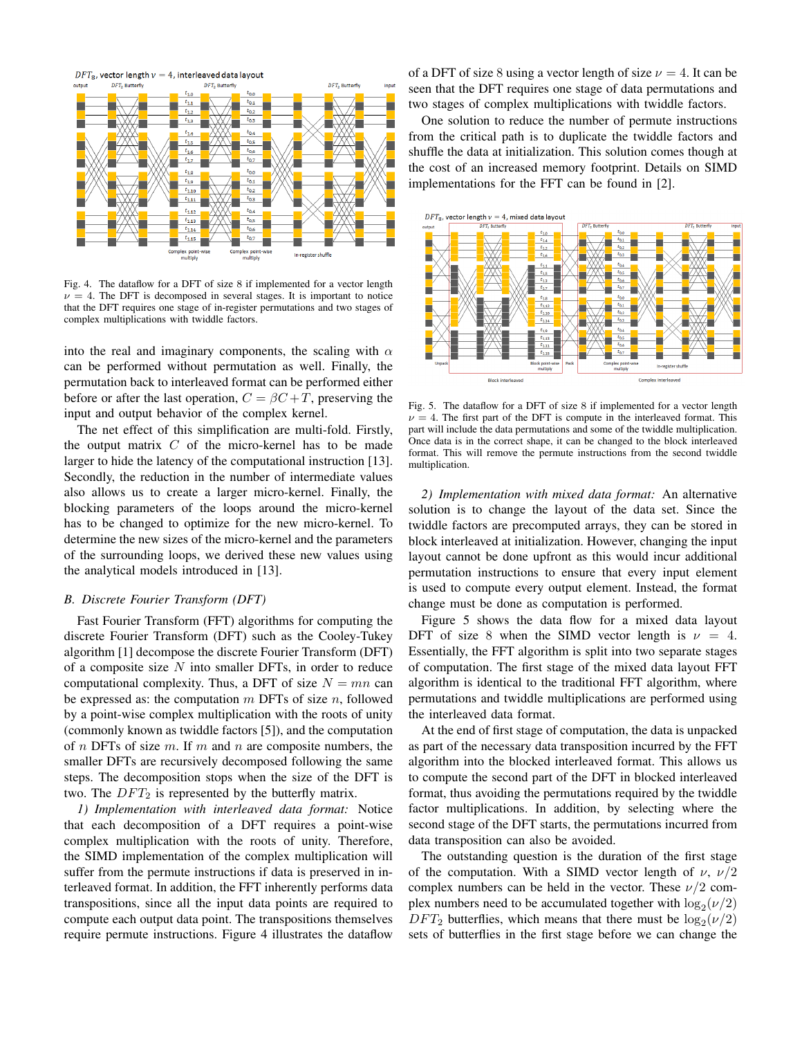Fig. 4. The dataflow for a DFT of size 8 if implemented for a vector length $\nu = 4$. The DFT is decomposed in several stages. It is important to notice that the DFT requires one stage of in-register permutations and two stages of complex multiplications with twiddle factors.

into the real and imaginary components, the scaling with $\alpha$ can be performed without permutation as well. Finally, the permutation back to interleaved format can be performed either before or after the last operation, $C = \beta C + T$, preserving the input and output behavior of the complex kernel.

The net effect of this simplification are multi-fold. Firstly, the output matrix $C$ of the micro-kernel has to be made larger to hide the latency of the computational instruction [13]. Secondly, the reduction in the number of intermediate values also allows us to create a larger micro-kernel. Finally, the blocking parameters of the loops around the micro-kernel has to be changed to optimize for the new micro-kernel. To determine the new sizes of the micro-kernel and the parameters of the surrounding loops, we derived these new values using the analytical models introduced in [13].

### B. Discrete Fourier Transform (DFT)

Fast Fourier Transform (FFT) algorithms for computing the discrete Fourier Transform (DFT) such as the Cooley-Tukey algorithm [1] decompose the discrete Fourier Transform (DFT) of a composite size $N$ into smaller DFTs, in order to reduce computational complexity. Thus, a DFT of size $N = mn$ can be expressed as: the computation $m$ DFTs of size $n$, followed by a point-wise complex multiplication with the roots of unity (commonly known as twiddle factors [5]), and the computation of $n$ DFTs of size $m$. If $m$ and $n$ are composite numbers, the smaller DFTs are recursively decomposed following the same steps. The decomposition stops when the size of the DFT is two. The $DFT_2$ is represented by the butterfly matrix.

*1) Implementation with interleaved data format:* Notice that each decomposition of a DFT requires a point-wise complex multiplication with the roots of unity. Therefore, the SIMD implementation of the complex multiplication will suffer from the permute instructions if data is preserved in interleaved format. In addition, the FFT inherently performs data transpositions, since all the input data points are required to compute each output data point. The transpositions themselves require permute instructions. Figure 4 illustrates the dataflow of a DFT of size 8 using a vector length of size $\nu = 4$. It can be seen that the DFT requires one stage of data permutations and two stages of complex multiplications with twiddle factors.

One solution to reduce the number of permute instructions from the critical path is to duplicate the twiddle factors and shuffle the data at initialization. This solution comes though at the cost of an increased memory footprint. Details on SIMD implementations for the FFT can be found in [2].

Fig. 5. The dataflow for a DFT of size 8 if implemented for a vector length $\nu = 4$. The first part of the DFT is compute in the interleaved format. This part will include the data permutations and some of the twiddle multiplication. Once data is in the correct shape, it can be changed to the block interleaved format. This will remove the permute instructions from the second twiddle multiplication.

*2) Implementation with mixed data format:* An alternative solution is to change the layout of the data set. Since the twiddle factors are precomputed arrays, they can be stored in block interleaved at initialization. However, changing the input layout cannot be done upfront as this would incur additional permutation instructions to ensure that every input element is used to compute every output element. Instead, the format change must be done as computation is performed.

Figure 5 shows the data flow for a mixed data layout DFT of size 8 when the SIMD vector length is $\nu = 4$. Essentially, the FFT algorithm is split into two separate stages of computation. The first stage of the mixed data layout FFT algorithm is identical to the traditional FFT algorithm, where permutations and twiddle multiplications are performed using the interleaved data format.

At the end of first stage of computation, the data is unpacked as part of the necessary data transposition incurred by the FFT algorithm into the blocked interleaved format. This allows us to compute the second part of the DFT in blocked interleaved format, thus avoiding the permutations required by the twiddle factor multiplications. In addition, by selecting where the second stage of the DFT starts, the permutations incurred from data transposition can also be avoided.

The outstanding question is the duration of the first stage of the computation. With a SIMD vector length of $\nu$, $\nu/2$ complex numbers can be held in the vector. These $\nu/2$ complex numbers need to be accumulated together with $\log_2(\nu/2)$ $DFT_2$ butterflies, which means that there must be $\log_2(\nu/2)$ sets of butterflies in the first stage before we can change the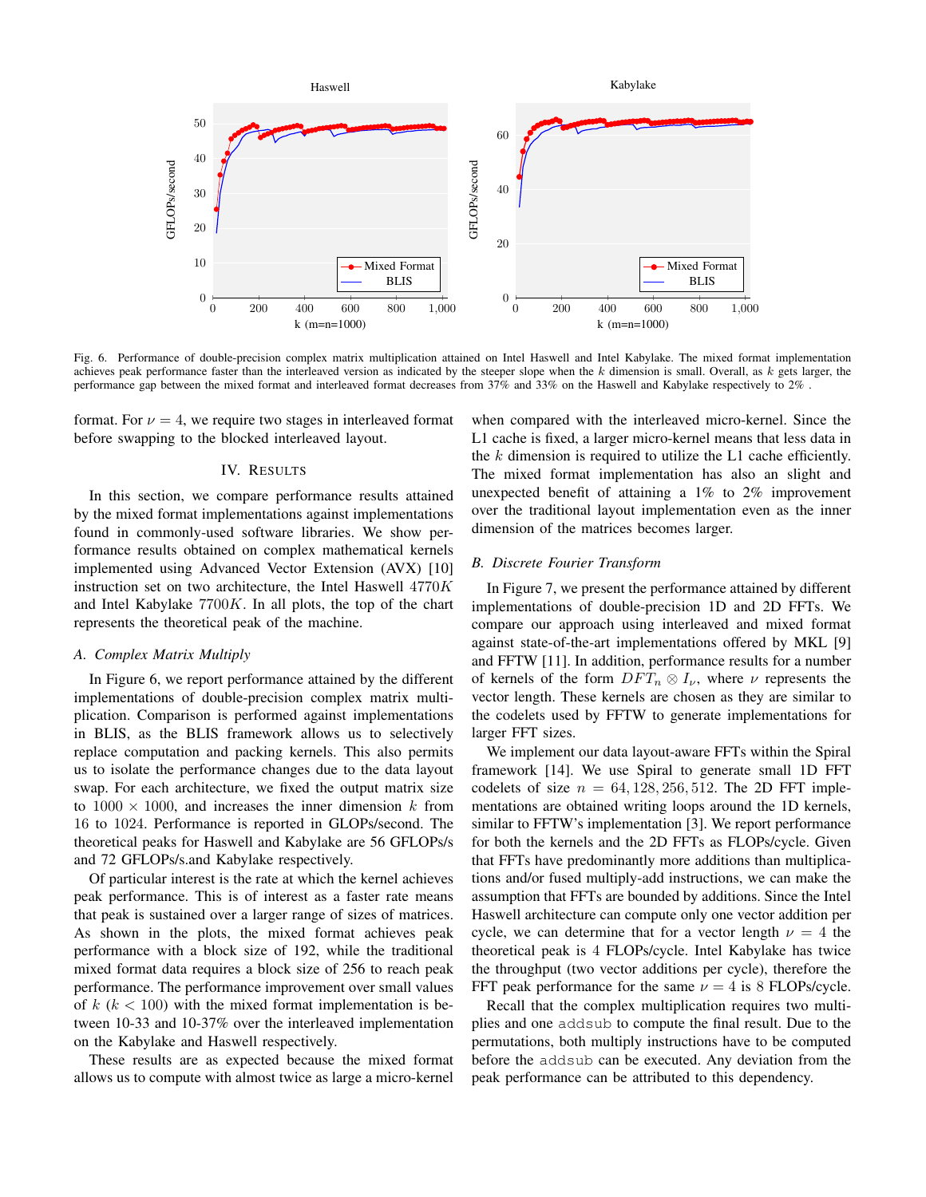Fig. 6. Performance of double-precision complex matrix multiplication attained on Intel Haswell and Intel Kabylake. The mixed format implementation achieves peak performance faster than the interleaved version as indicated by the steeper slope when the $k$ dimension is small. Overall, as $k$ gets larger, the performance gap between the mixed format and interleaved format decreases from 37% and 33% on the Haswell and Kabylake respectively to 2% .

format. For $\nu = 4$, we require two stages in interleaved format before swapping to the blocked interleaved layout.

## IV. Results

In this section, we compare performance results attained by the mixed format implementations against implementations found in commonly-used software libraries. We show performance results obtained on complex mathematical kernels implemented using Advanced Vector Extension (AVX) [10] instruction set on two architecture, the Intel Haswell $4770K$ and Intel Kabylake $7700K$. In all plots, the top of the chart represents the theoretical peak of the machine.

### *A. Complex Matrix Multiply*

In Figure 6, we report performance attained by the different implementations of double-precision complex matrix multiplication. Comparison is performed against implementations in BLIS, as the BLIS framework allows us to selectively replace computation and packing kernels. This also permits us to isolate the performance changes due to the data layout swap. For each architecture, we fixed the output matrix size to $1000 \times 1000$, and increases the inner dimension $k$ from 16 to 1024. Performance is reported in GLOPs/second. The theoretical peaks for Haswell and Kabylake are 56 GFLOPs/s and 72 GFLOPs/s.and Kabylake respectively.

Of particular interest is the rate at which the kernel achieves peak performance. This is of interest as a faster rate means that peak is sustained over a larger range of sizes of matrices. As shown in the plots, the mixed format achieves peak performance with a block size of 192, while the traditional mixed format data requires a block size of 256 to reach peak performance. The performance improvement over small values of $k$ ($k < 100$) with the mixed format implementation is between 10-33 and 10-37% over the interleaved implementation on the Kabylake and Haswell respectively.

These results are as expected because the mixed format allows us to compute with almost twice as large a micro-kernel when compared with the interleaved micro-kernel. Since the L1 cache is fixed, a larger micro-kernel means that less data in the $k$ dimension is required to utilize the L1 cache efficiently. The mixed format implementation has also an slight and unexpected benefit of attaining a 1% to 2% improvement over the traditional layout implementation even as the inner dimension of the matrices becomes larger.

### *B. Discrete Fourier Transform*

In Figure 7, we present the performance attained by different implementations of double-precision 1D and 2D FFTs. We compare our approach using interleaved and mixed format against state-of-the-art implementations offered by MKL [9] and FFTW [11]. In addition, performance results for a number of kernels of the form $DFT_n \otimes I_\nu$, where $\nu$ represents the vector length. These kernels are chosen as they are similar to the codelets used by FFTW to generate implementations for larger FFT sizes.

We implement our data layout-aware FFTs within the Spiral framework [14]. We use Spiral to generate small 1D FFT codelets of size $n = 64, 128, 256, 512$. The 2D FFT implementations are obtained writing loops around the 1D kernels, similar to FFTW's implementation [3]. We report performance for both the kernels and the 2D FFTs as FLOPs/cycle. Given that FFTs have predominantly more additions than multiplications and/or fused multiply-add instructions, we can make the assumption that FFTs are bounded by additions. Since the Intel Haswell architecture can compute only one vector addition per cycle, we can determine that for a vector length $\nu = 4$ the theoretical peak is 4 FLOPs/cycle. Intel Kabylake has twice the throughput (two vector additions per cycle), therefore the FFT peak performance for the same $\nu = 4$ is 8 FLOPs/cycle.

Recall that the complex multiplication requires two multiplies and one `addsub` to compute the final result. Due to the permutations, both multiply instructions have to be computed before the `addsub` can be executed. Any deviation from the peak performance can be attributed to this dependency.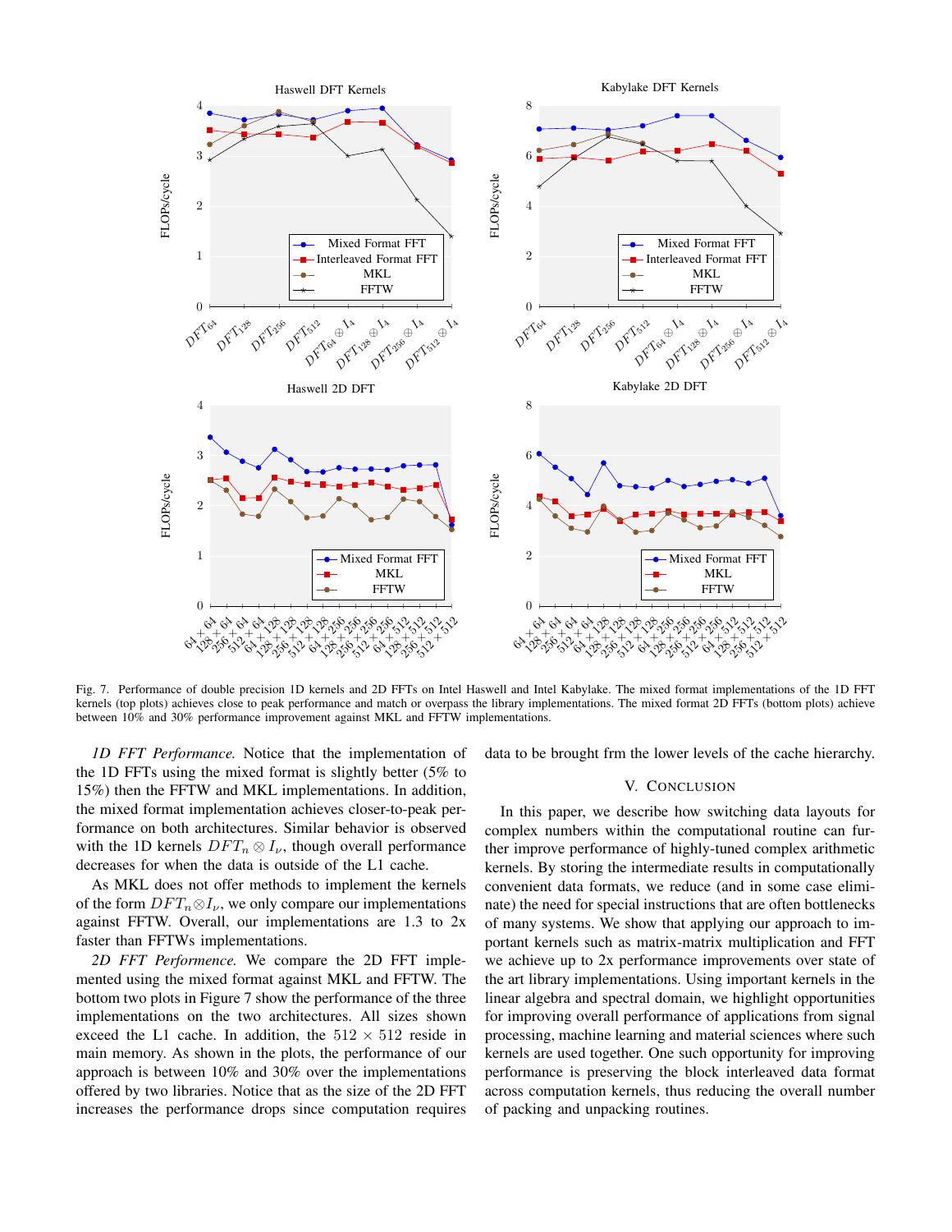Fig. 7. Performance of double precision 1D kernels and 2D FFTs on Intel Haswell and Intel Kabylake. The mixed format implementations of the 1D FFT kernels (top plots) achieves close to peak performance and match or overpass the library implementations. The mixed format 2D FFTs (bottom plots) achieve between 10% and 30% performance improvement against MKL and FFTW implementations.

*1D FFT Performance.* Notice that the implementation of the 1D FFTs using the mixed format is slightly better (5% to 15%) then the FFTW and MKL implementations. In addition, the mixed format implementation achieves closer-to-peak performance on both architectures. Similar behavior is observed with the 1D kernels $DFT_n \otimes I_\nu$, though overall performance decreases for when the data is outside of the L1 cache.

As MKL does not offer methods to implement the kernels of the form $DFT_n \otimes I_\nu$, we only compare our implementations against FFTW. Overall, our implementations are 1.3 to 2x faster than FFTWs implementations.

*2D FFT Performence.* We compare the 2D FFT implemented using the mixed format against MKL and FFTW. The bottom two plots in Figure 7 show the performance of the three implementations on the two architectures. All sizes shown exceed the L1 cache. In addition, the $512 \times 512$ reside in main memory. As shown in the plots, the performance of our approach is between 10% and 30% over the implementations offered by two libraries. Notice that as the size of the 2D FFT increases the performance drops since computation requires data to be brought frm the lower levels of the cache hierarchy.

## V. Conclusion

In this paper, we describe how switching data layouts for complex numbers within the computational routine can further improve performance of highly-tuned complex arithmetic kernels. By storing the intermediate results in computationally convenient data formats, we reduce (and in some case eliminate) the need for special instructions that are often bottlenecks of many systems. We show that applying our approach to important kernels such as matrix-matrix multiplication and FFT we achieve up to 2x performance improvements over state of the art library implementations. Using important kernels in the linear algebra and spectral domain, we highlight opportunities for improving overall performance of applications from signal processing, machine learning and material sciences where such kernels are used together. One such opportunity for improving performance is preserving the block interleaved data format across computation kernels, thus reducing the overall number of packing and unpacking routines.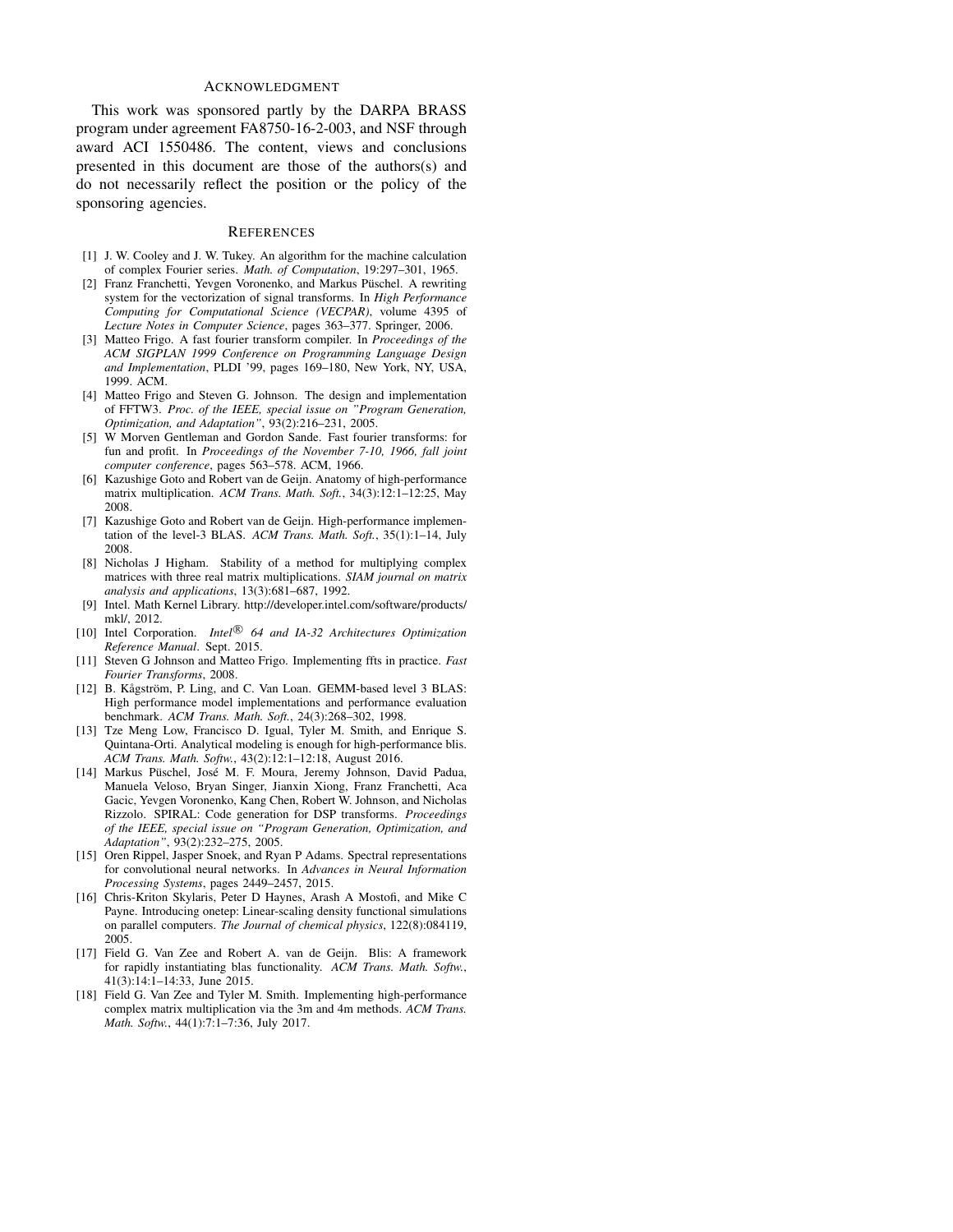## Acknowledgment

This work was sponsored partly by the DARPA BRASS program under agreement FA8750-16-2-003, and NSF through award ACI 1550486. The content, views and conclusions presented in this document are those of the authors(s) and do not necessarily reflect the position or the policy of the sponsoring agencies.

## References

[1] J. W. Cooley and J. W. Tukey. An algorithm for the machine calculation of complex Fourier series. *Math. of Computation*, 19:297–301, 1965.

[2] Franz Franchetti, Yevgen Voronenko, and Markus Püschel. A rewriting system for the vectorization of signal transforms. In *High Performance Computing for Computational Science (VECPAR)*, volume 4395 of *Lecture Notes in Computer Science*, pages 363–377. Springer, 2006.

[3] Matteo Frigo. A fast fourier transform compiler. In *Proceedings of the ACM SIGPLAN 1999 Conference on Programming Language Design and Implementation*, PLDI '99, pages 169–180, New York, NY, USA, 1999. ACM.

[4] Matteo Frigo and Steven G. Johnson. The design and implementation of FFTW3. *Proc. of the IEEE, special issue on "Program Generation, Optimization, and Adaptation"*, 93(2):216–231, 2005.

[5] W Morven Gentleman and Gordon Sande. Fast fourier transforms: for fun and profit. In *Proceedings of the November 7-10, 1966, fall joint computer conference*, pages 563–578. ACM, 1966.

[6] Kazushige Goto and Robert van de Geijn. Anatomy of high-performance matrix multiplication. *ACM Trans. Math. Soft.*, 34(3):12:1–12:25, May 2008.

[7] Kazushige Goto and Robert van de Geijn. High-performance implementation of the level-3 BLAS. *ACM Trans. Math. Soft.*, 35(1):1–14, July 2008.

[8] Nicholas J Higham. Stability of a method for multiplying complex matrices with three real matrix multiplications. *SIAM journal on matrix analysis and applications*, 13(3):681–687, 1992.

[9] Intel. Math Kernel Library. http://developer.intel.com/software/products/mkl/, 2012.

[10] Intel Corporation. *Intel® 64 and IA-32 Architectures Optimization Reference Manual*. Sept. 2015.

[11] Steven G Johnson and Matteo Frigo. Implementing ffts in practice. *Fast Fourier Transforms*, 2008.

[12] B. Kågström, P. Ling, and C. Van Loan. GEMM-based level 3 BLAS: High performance model implementations and performance evaluation benchmark. *ACM Trans. Math. Soft.*, 24(3):268–302, 1998.

[13] Tze Meng Low, Francisco D. Igual, Tyler M. Smith, and Enrique S. Quintana-Orti. Analytical modeling is enough for high-performance blis. *ACM Trans. Math. Softw.*, 43(2):12:1–12:18, August 2016.

[14] Markus Püschel, José M. F. Moura, Jeremy Johnson, David Padua, Manuela Veloso, Bryan Singer, Jianxin Xiong, Franz Franchetti, Aca Gacic, Yevgen Voronenko, Kang Chen, Robert W. Johnson, and Nicholas Rizzolo. SPIRAL: Code generation for DSP transforms. *Proceedings of the IEEE, special issue on "Program Generation, Optimization, and Adaptation"*, 93(2):232–275, 2005.

[15] Oren Rippel, Jasper Snoek, and Ryan P Adams. Spectral representations for convolutional neural networks. In *Advances in Neural Information Processing Systems*, pages 2449–2457, 2015.

[16] Chris-Kriton Skylaris, Peter D Haynes, Arash A Mostofi, and Mike C Payne. Introducing onetep: Linear-scaling density functional simulations on parallel computers. *The Journal of chemical physics*, 122(8):084119, 2005.

[17] Field G. Van Zee and Robert A. van de Geijn. Blis: A framework for rapidly instantiating blas functionality. *ACM Trans. Math. Softw.*, 41(3):14:1–14:33, June 2015.

[18] Field G. Van Zee and Tyler M. Smith. Implementing high-performance complex matrix multiplication via the 3m and 4m methods. *ACM Trans. Math. Softw.*, 44(1):7:1–7:36, July 2017.